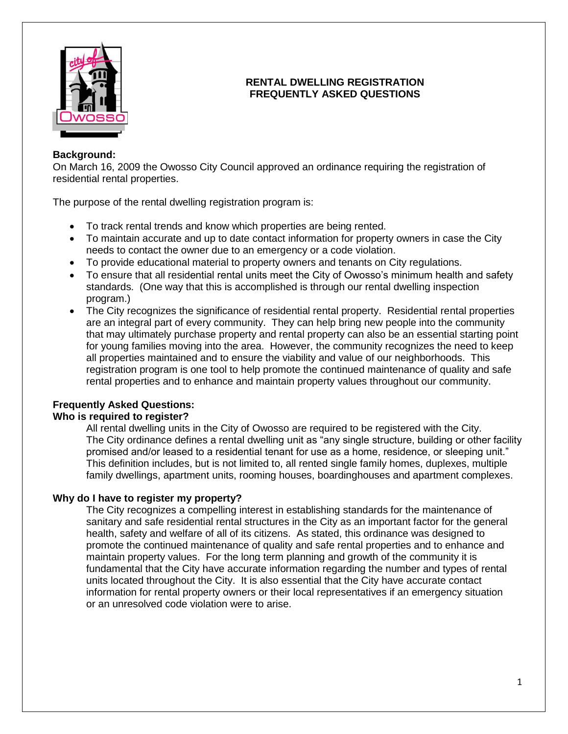# RENTAL DWELLING REGISTRATION FREQUENTLY ASKED QUESTIONS

**Background:**

On March 16, 2009 the Owosso City Council approved an ordinance requiring the registration of residential rental properties.

The purpose of the rental dwelling registration program is:

- To track rental trends and know which properties are being rented.
- To maintain accurate and up to date contact information for property owners in case the City needs to contact the owner due to an emergency or a code violation.
- To provide educational material to property owners and tenants on City regulations.
- To ensure that all residential rental units meet the City of Owosso's minimum health and safety standards. (One way that this is accomplished is through our rental dwelling inspection program.)
- The City recognizes the significance of residential rental property. Residential rental properties are an integral part of every community. They can help bring new people into the community that may ultimately purchase property and rental property can also be an essential starting point for young families moving into the area. However, the community recognizes the need to keep all properties maintained and to ensure the viability and value of our neighborhoods. This registration program is one tool to help promote the continued maintenance of quality and safe rental properties and to enhance and maintain property values throughout our community.

**Frequently Asked Questions:**

**Who is required to register?**

All rental dwelling units in the City of Owosso are required to be registered with the City. The City ordinance defines a rental dwelling unit as "any single structure, building or other facility promised and/or leased to a residential tenant for use as a home, residence, or sleeping unit." This definition includes, but is not limited to, all rented single family homes, duplexes, multiple family dwellings, apartment units, rooming houses, boardinghouses and apartment complexes.

**Why do I have to register my property?**

The City recognizes a compelling interest in establishing standards for the maintenance of sanitary and safe residential rental structures in the City as an important factor for the general health, safety and welfare of all of its citizens. As stated, this ordinance was designed to promote the continued maintenance of quality and safe rental properties and to enhance and maintain property values. For the long term planning and growth of the community it is fundamental that the City have accurate information regarding the number and types of rental units located throughout the City. It is also essential that the City have accurate contact information for rental property owners or their local representatives if an emergency situation or an unresolved code violation were to arise.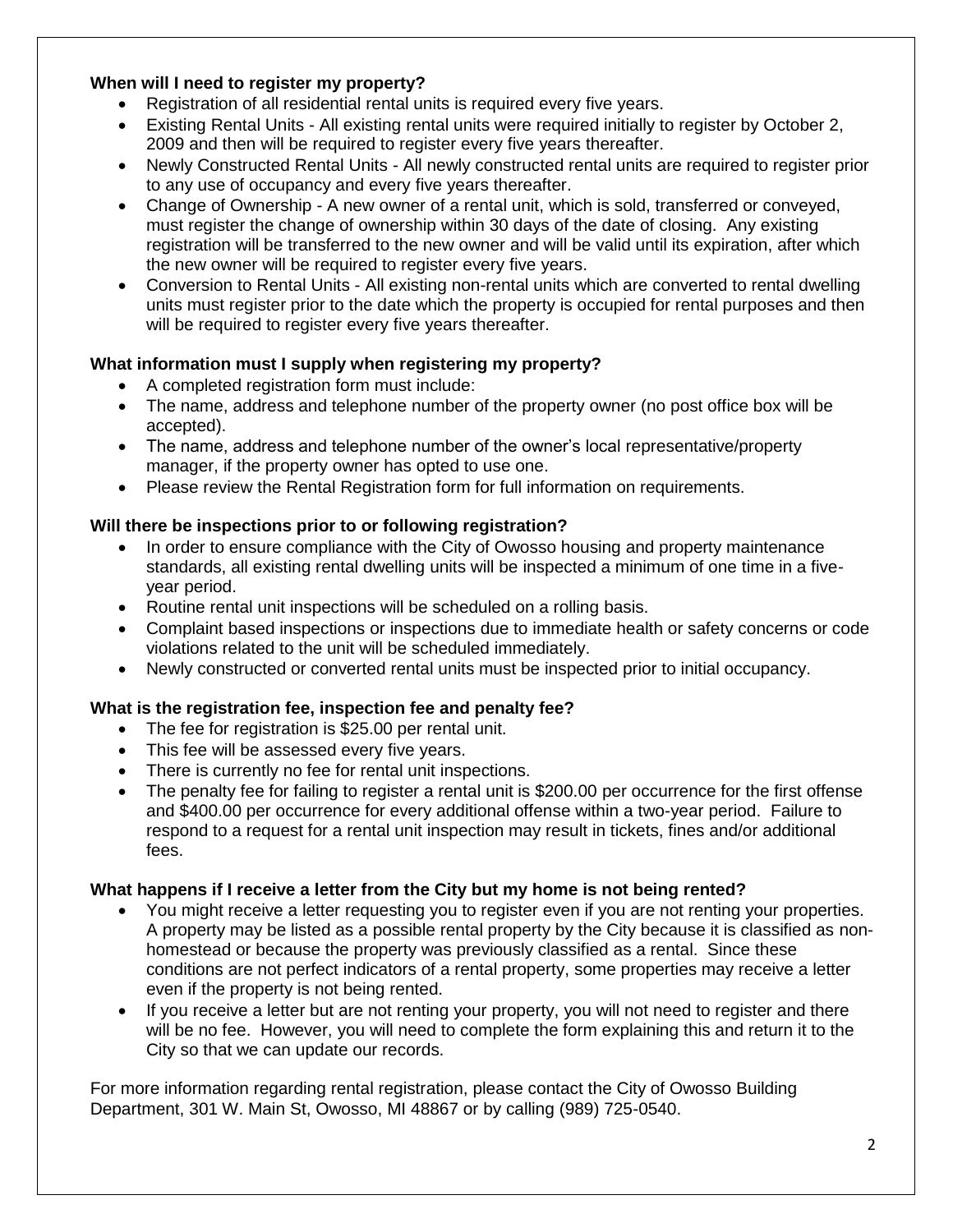**When will I need to register my property?**

- Registration of all residential rental units is required every five years.
- Existing Rental Units - All existing rental units were required initially to register by October 2, 2009 and then will be required to register every five years thereafter.
- Newly Constructed Rental Units - All newly constructed rental units are required to register prior to any use of occupancy and every five years thereafter.
- Change of Ownership - A new owner of a rental unit, which is sold, transferred or conveyed, must register the change of ownership within 30 days of the date of closing. Any existing registration will be transferred to the new owner and will be valid until its expiration, after which the new owner will be required to register every five years.
- Conversion to Rental Units - All existing non-rental units which are converted to rental dwelling units must register prior to the date which the property is occupied for rental purposes and then will be required to register every five years thereafter.

**What information must I supply when registering my property?**

- A completed registration form must include:
- The name, address and telephone number of the property owner (no post office box will be accepted).
- The name, address and telephone number of the owner's local representative/property manager, if the property owner has opted to use one.
- Please review the Rental Registration form for full information on requirements.

**Will there be inspections prior to or following registration?**

- In order to ensure compliance with the City of Owosso housing and property maintenance standards, all existing rental dwelling units will be inspected a minimum of one time in a five-year period.
- Routine rental unit inspections will be scheduled on a rolling basis.
- Complaint based inspections or inspections due to immediate health or safety concerns or code violations related to the unit will be scheduled immediately.
- Newly constructed or converted rental units must be inspected prior to initial occupancy.

**What is the registration fee, inspection fee and penalty fee?**

- The fee for registration is $25.00 per rental unit.
- This fee will be assessed every five years.
- There is currently no fee for rental unit inspections.
- The penalty fee for failing to register a rental unit is $200.00 per occurrence for the first offense and $400.00 per occurrence for every additional offense within a two-year period. Failure to respond to a request for a rental unit inspection may result in tickets, fines and/or additional fees.

**What happens if I receive a letter from the City but my home is not being rented?**

- You might receive a letter requesting you to register even if you are not renting your properties. A property may be listed as a possible rental property by the City because it is classified as non-homestead or because the property was previously classified as a rental. Since these conditions are not perfect indicators of a rental property, some properties may receive a letter even if the property is not being rented.
- If you receive a letter but are not renting your property, you will not need to register and there will be no fee. However, you will need to complete the form explaining this and return it to the City so that we can update our records.

For more information regarding rental registration, please contact the City of Owosso Building Department, 301 W. Main St, Owosso, MI 48867 or by calling (989) 725-0540.